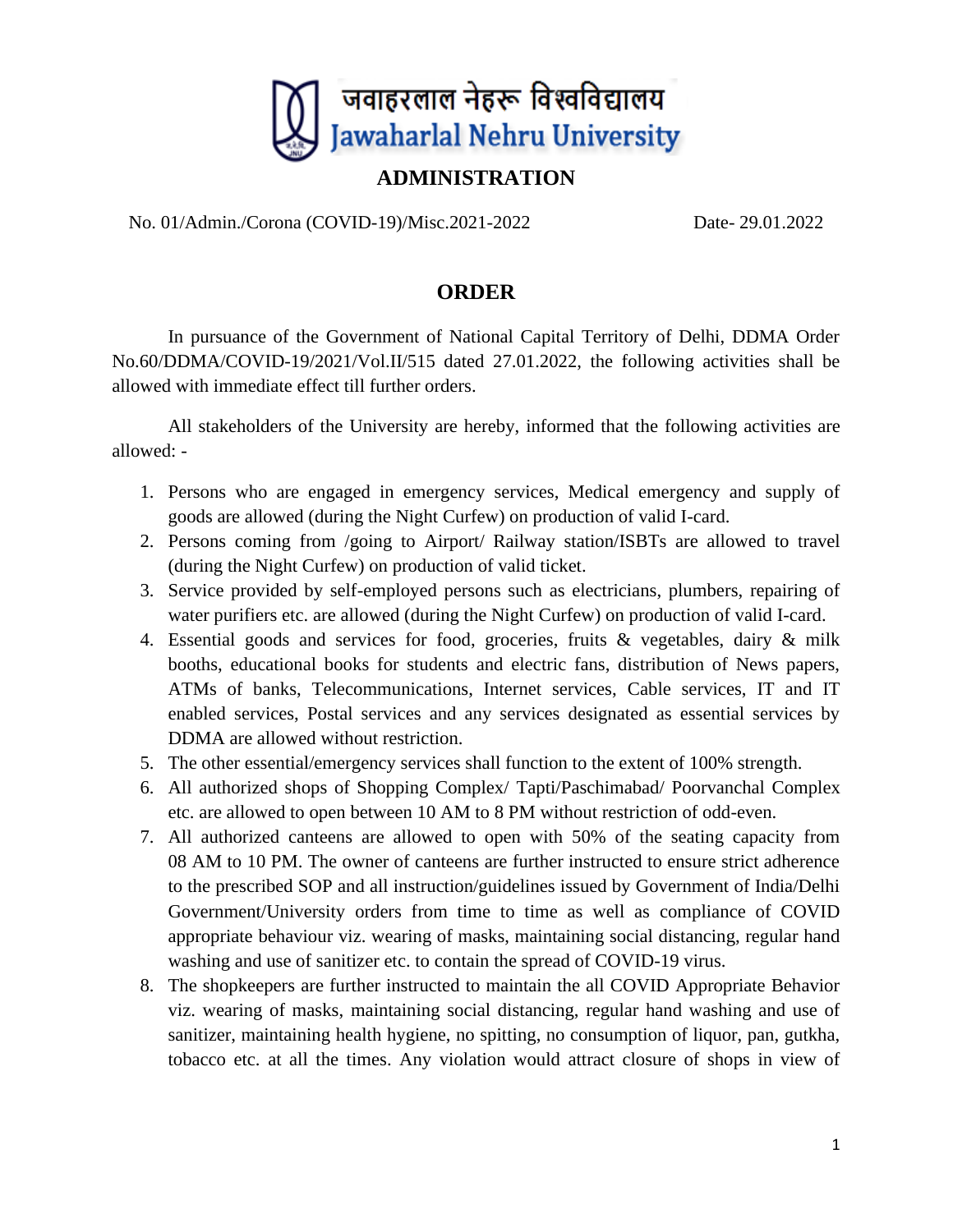# जवाहरलाल नेहरू विश्वविद्यालय
# Jawaharlal Nehru University

## ADMINISTRATION

No. 01/Admin./Corona (COVID-19)/Misc.2021-2022 Date- 29.01.2022

## ORDER

In pursuance of the Government of National Capital Territory of Delhi, DDMA Order No.60/DDMA/COVID-19/2021/Vol.II/515 dated 27.01.2022, the following activities shall be allowed with immediate effect till further orders.

All stakeholders of the University are hereby, informed that the following activities are allowed: -

1. Persons who are engaged in emergency services, Medical emergency and supply of goods are allowed (during the Night Curfew) on production of valid I-card.
2. Persons coming from /going to Airport/ Railway station/ISBTs are allowed to travel (during the Night Curfew) on production of valid ticket.
3. Service provided by self-employed persons such as electricians, plumbers, repairing of water purifiers etc. are allowed (during the Night Curfew) on production of valid I-card.
4. Essential goods and services for food, groceries, fruits & vegetables, dairy & milk booths, educational books for students and electric fans, distribution of News papers, ATMs of banks, Telecommunications, Internet services, Cable services, IT and IT enabled services, Postal services and any services designated as essential services by DDMA are allowed without restriction.
5. The other essential/emergency services shall function to the extent of 100% strength.
6. All authorized shops of Shopping Complex/ Tapti/Paschimabad/ Poorvanchal Complex etc. are allowed to open between 10 AM to 8 PM without restriction of odd-even.
7. All authorized canteens are allowed to open with 50% of the seating capacity from 08 AM to 10 PM. The owner of canteens are further instructed to ensure strict adherence to the prescribed SOP and all instruction/guidelines issued by Government of India/Delhi Government/University orders from time to time as well as compliance of COVID appropriate behaviour viz. wearing of masks, maintaining social distancing, regular hand washing and use of sanitizer etc. to contain the spread of COVID-19 virus.
8. The shopkeepers are further instructed to maintain the all COVID Appropriate Behavior viz. wearing of masks, maintaining social distancing, regular hand washing and use of sanitizer, maintaining health hygiene, no spitting, no consumption of liquor, pan, gutkha, tobacco etc. at all the times. Any violation would attract closure of shops in view of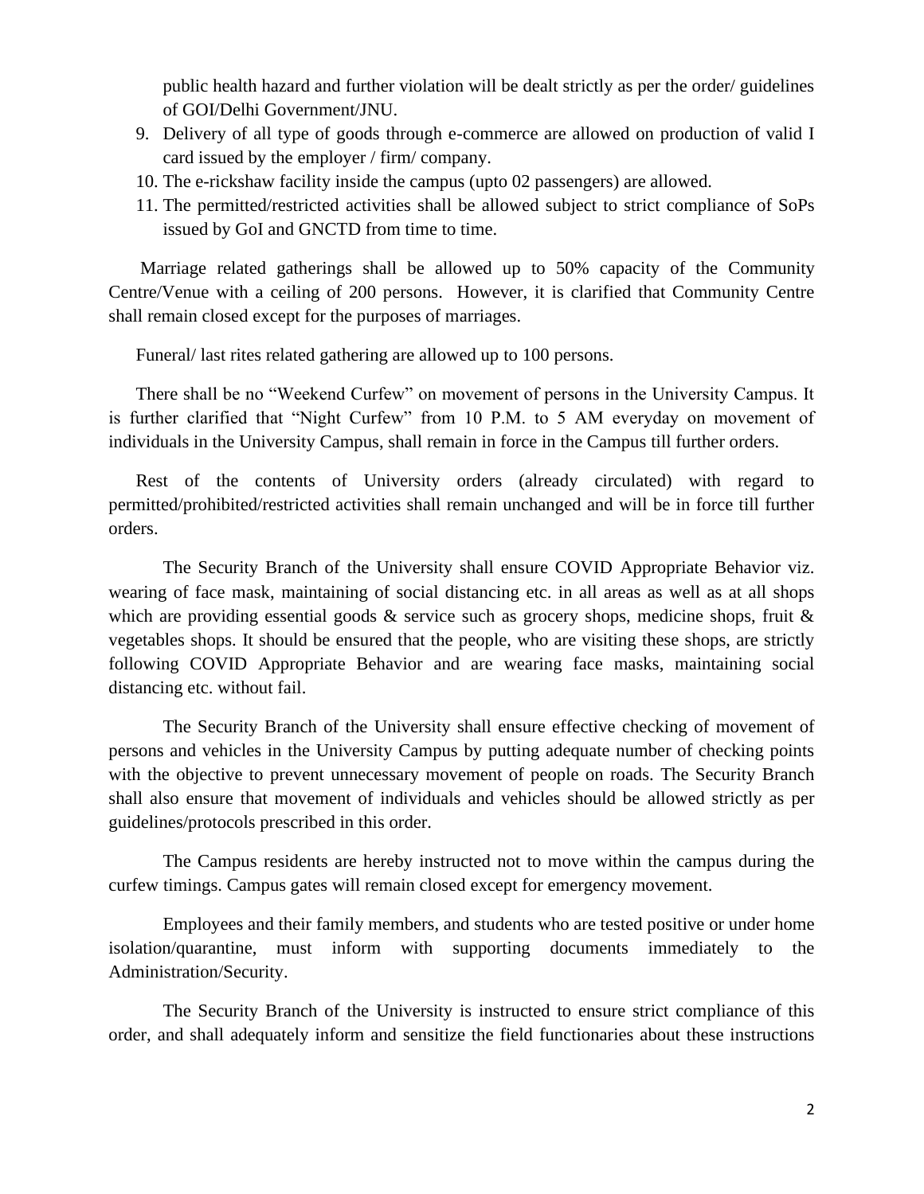public health hazard and further violation will be dealt strictly as per the order/ guidelines of GOI/Delhi Government/JNU.

9. Delivery of all type of goods through e-commerce are allowed on production of valid I card issued by the employer / firm/ company.
10. The e-rickshaw facility inside the campus (upto 02 passengers) are allowed.
11. The permitted/restricted activities shall be allowed subject to strict compliance of SoPs issued by GoI and GNCTD from time to time.

Marriage related gatherings shall be allowed up to 50% capacity of the Community Centre/Venue with a ceiling of 200 persons. However, it is clarified that Community Centre shall remain closed except for the purposes of marriages.

Funeral/ last rites related gathering are allowed up to 100 persons.

There shall be no "Weekend Curfew" on movement of persons in the University Campus. It is further clarified that "Night Curfew" from 10 P.M. to 5 AM everyday on movement of individuals in the University Campus, shall remain in force in the Campus till further orders.

Rest of the contents of University orders (already circulated) with regard to permitted/prohibited/restricted activities shall remain unchanged and will be in force till further orders.

The Security Branch of the University shall ensure COVID Appropriate Behavior viz. wearing of face mask, maintaining of social distancing etc. in all areas as well as at all shops which are providing essential goods & service such as grocery shops, medicine shops, fruit & vegetables shops. It should be ensured that the people, who are visiting these shops, are strictly following COVID Appropriate Behavior and are wearing face masks, maintaining social distancing etc. without fail.

The Security Branch of the University shall ensure effective checking of movement of persons and vehicles in the University Campus by putting adequate number of checking points with the objective to prevent unnecessary movement of people on roads. The Security Branch shall also ensure that movement of individuals and vehicles should be allowed strictly as per guidelines/protocols prescribed in this order.

The Campus residents are hereby instructed not to move within the campus during the curfew timings. Campus gates will remain closed except for emergency movement.

Employees and their family members, and students who are tested positive or under home isolation/quarantine, must inform with supporting documents immediately to the Administration/Security.

The Security Branch of the University is instructed to ensure strict compliance of this order, and shall adequately inform and sensitize the field functionaries about these instructions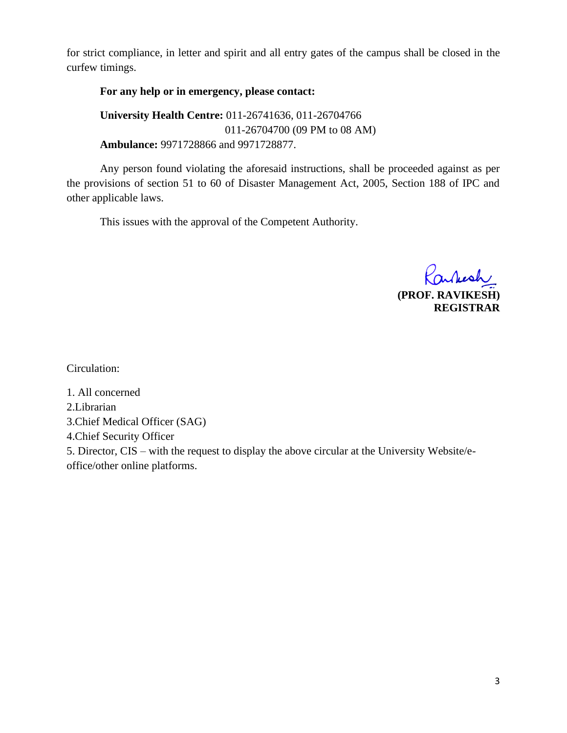for strict compliance, in letter and spirit and all entry gates of the campus shall be closed in the curfew timings.

**For any help or in emergency, please contact:**

**University Health Centre:** 011-26741636, 011-26704766
011-26704700 (09 PM to 08 AM)
**Ambulance:** 9971728866 and 9971728877.

Any person found violating the aforesaid instructions, shall be proceeded against as per the provisions of section 51 to 60 of Disaster Management Act, 2005, Section 188 of IPC and other applicable laws.

This issues with the approval of the Competent Authority.

**(PROF. RAVIKESH)**
**REGISTRAR**

Circulation:

1. All concerned
2. Librarian
3. Chief Medical Officer (SAG)
4. Chief Security Officer
5. Director, CIS – with the request to display the above circular at the University Website/e-office/other online platforms.